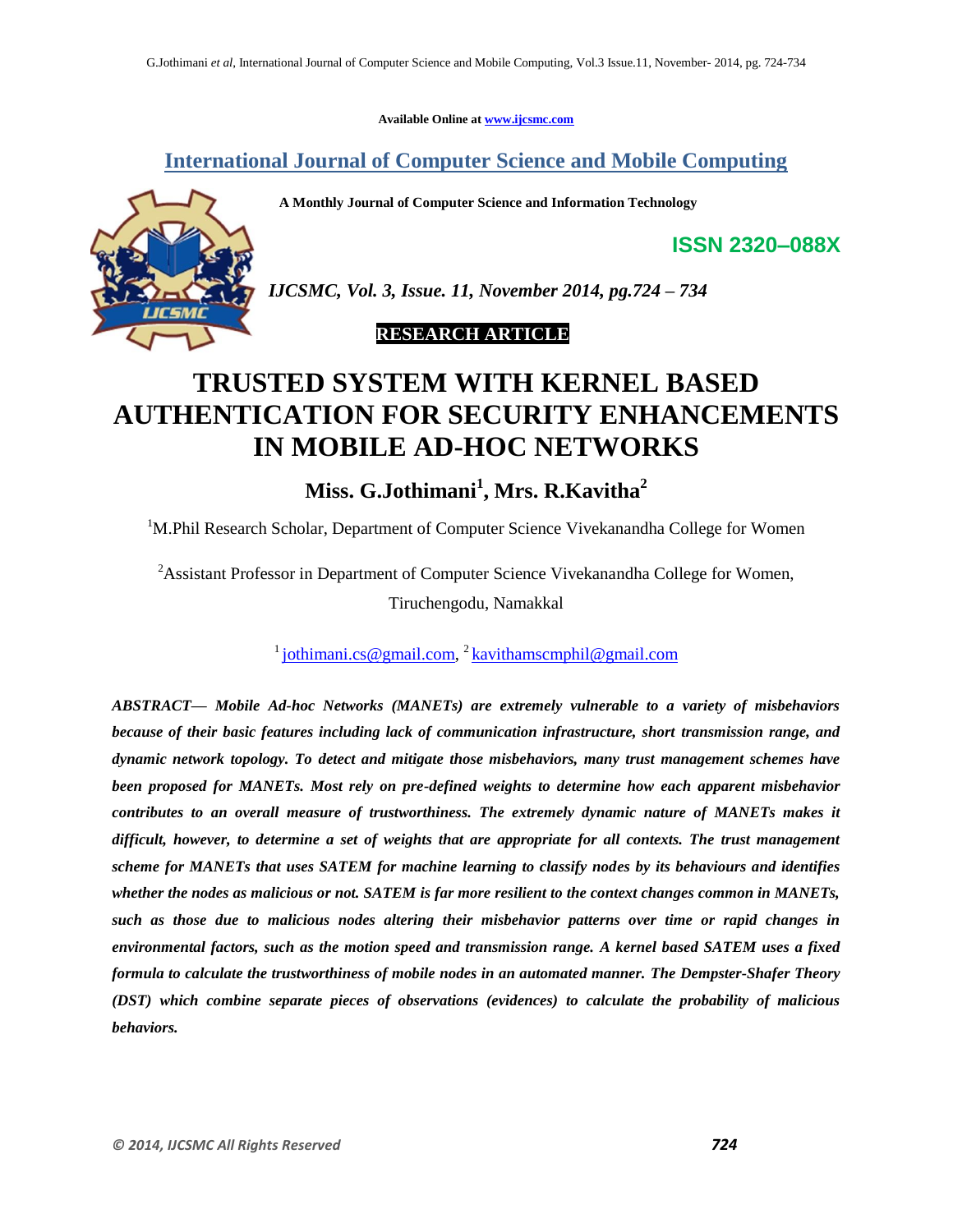Available Online at www.ijcsmc.com

## International Journal of Computer Science and Mobile Computing

**A Monthly Journal of Computer Science and Information Technology**

**ISSN 2320–088X**

*IJCSMC, Vol. 3, Issue. 11, November 2014, pg.724 – 734*

**RESEARCH ARTICLE**

# TRUSTED SYSTEM WITH KERNEL BASED AUTHENTICATION FOR SECURITY ENHANCEMENTS IN MOBILE AD-HOC NETWORKS

**Miss. G.Jothimani[1], Mrs. R.Kavitha[2]**

[1]M.Phil Research Scholar, Department of Computer Science Vivekanandha College for Women

[2]Assistant Professor in Department of Computer Science Vivekanandha College for Women, Tiruchengodu, Namakkal

[1] jothimani.cs@gmail.com, [2] kavithamscmphil@gmail.com

***ABSTRACT— Mobile Ad-hoc Networks (MANETs) are extremely vulnerable to a variety of misbehaviors because of their basic features including lack of communication infrastructure, short transmission range, and dynamic network topology. To detect and mitigate those misbehaviors, many trust management schemes have been proposed for MANETs. Most rely on pre-defined weights to determine how each apparent misbehavior contributes to an overall measure of trustworthiness. The extremely dynamic nature of MANETs makes it difficult, however, to determine a set of weights that are appropriate for all contexts. The trust management scheme for MANETs that uses SATEM for machine learning to classify nodes by its behaviours and identifies whether the nodes as malicious or not. SATEM is far more resilient to the context changes common in MANETs, such as those due to malicious nodes altering their misbehavior patterns over time or rapid changes in environmental factors, such as the motion speed and transmission range. A kernel based SATEM uses a fixed formula to calculate the trustworthiness of mobile nodes in an automated manner. The Dempster-Shafer Theory (DST) which combine separate pieces of observations (evidences) to calculate the probability of malicious behaviors.***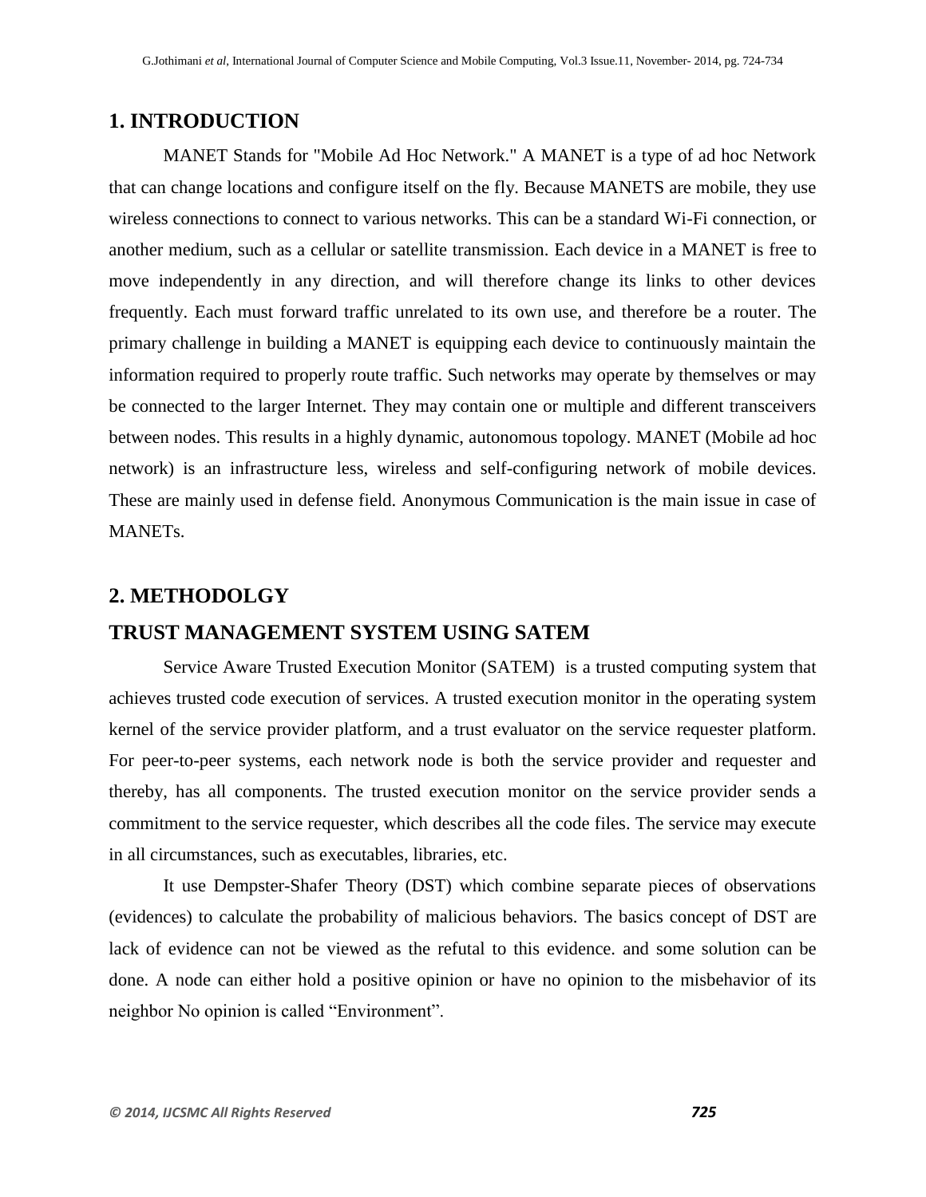## 1. INTRODUCTION

MANET Stands for "Mobile Ad Hoc Network." A MANET is a type of ad hoc Network that can change locations and configure itself on the fly. Because MANETS are mobile, they use wireless connections to connect to various networks. This can be a standard Wi-Fi connection, or another medium, such as a cellular or satellite transmission. Each device in a MANET is free to move independently in any direction, and will therefore change its links to other devices frequently. Each must forward traffic unrelated to its own use, and therefore be a router. The primary challenge in building a MANET is equipping each device to continuously maintain the information required to properly route traffic. Such networks may operate by themselves or may be connected to the larger Internet. They may contain one or multiple and different transceivers between nodes. This results in a highly dynamic, autonomous topology. MANET (Mobile ad hoc network) is an infrastructure less, wireless and self-configuring network of mobile devices. These are mainly used in defense field. Anonymous Communication is the main issue in case of MANETs.

## 2. METHODOLGY

## TRUST MANAGEMENT SYSTEM USING SATEM

Service Aware Trusted Execution Monitor (SATEM) is a trusted computing system that achieves trusted code execution of services. A trusted execution monitor in the operating system kernel of the service provider platform, and a trust evaluator on the service requester platform. For peer-to-peer systems, each network node is both the service provider and requester and thereby, has all components. The trusted execution monitor on the service provider sends a commitment to the service requester, which describes all the code files. The service may execute in all circumstances, such as executables, libraries, etc.

It use Dempster-Shafer Theory (DST) which combine separate pieces of observations (evidences) to calculate the probability of malicious behaviors. The basics concept of DST are lack of evidence can not be viewed as the refutal to this evidence. and some solution can be done. A node can either hold a positive opinion or have no opinion to the misbehavior of its neighbor No opinion is called "Environment".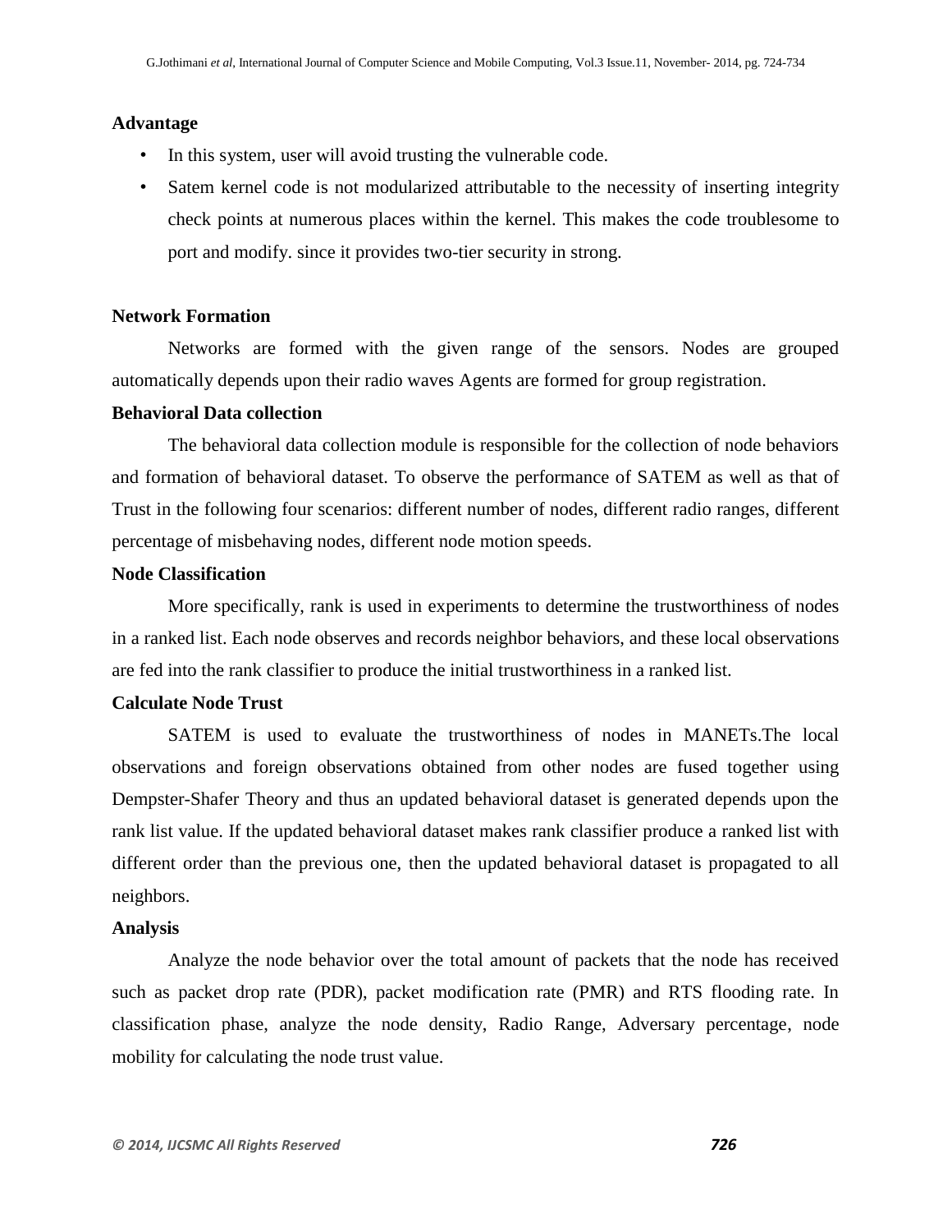**Advantage**

- In this system, user will avoid trusting the vulnerable code.
- Satem kernel code is not modularized attributable to the necessity of inserting integrity check points at numerous places within the kernel. This makes the code troublesome to port and modify. since it provides two-tier security in strong.

**Network Formation**

Networks are formed with the given range of the sensors. Nodes are grouped automatically depends upon their radio waves Agents are formed for group registration.

**Behavioral Data collection**

The behavioral data collection module is responsible for the collection of node behaviors and formation of behavioral dataset. To observe the performance of SATEM as well as that of Trust in the following four scenarios: different number of nodes, different radio ranges, different percentage of misbehaving nodes, different node motion speeds.

**Node Classification**

More specifically, rank is used in experiments to determine the trustworthiness of nodes in a ranked list. Each node observes and records neighbor behaviors, and these local observations are fed into the rank classifier to produce the initial trustworthiness in a ranked list.

**Calculate Node Trust**

SATEM is used to evaluate the trustworthiness of nodes in MANETs.The local observations and foreign observations obtained from other nodes are fused together using Dempster-Shafer Theory and thus an updated behavioral dataset is generated depends upon the rank list value. If the updated behavioral dataset makes rank classifier produce a ranked list with different order than the previous one, then the updated behavioral dataset is propagated to all neighbors.

**Analysis**

Analyze the node behavior over the total amount of packets that the node has received such as packet drop rate (PDR), packet modification rate (PMR) and RTS flooding rate. In classification phase, analyze the node density, Radio Range, Adversary percentage, node mobility for calculating the node trust value.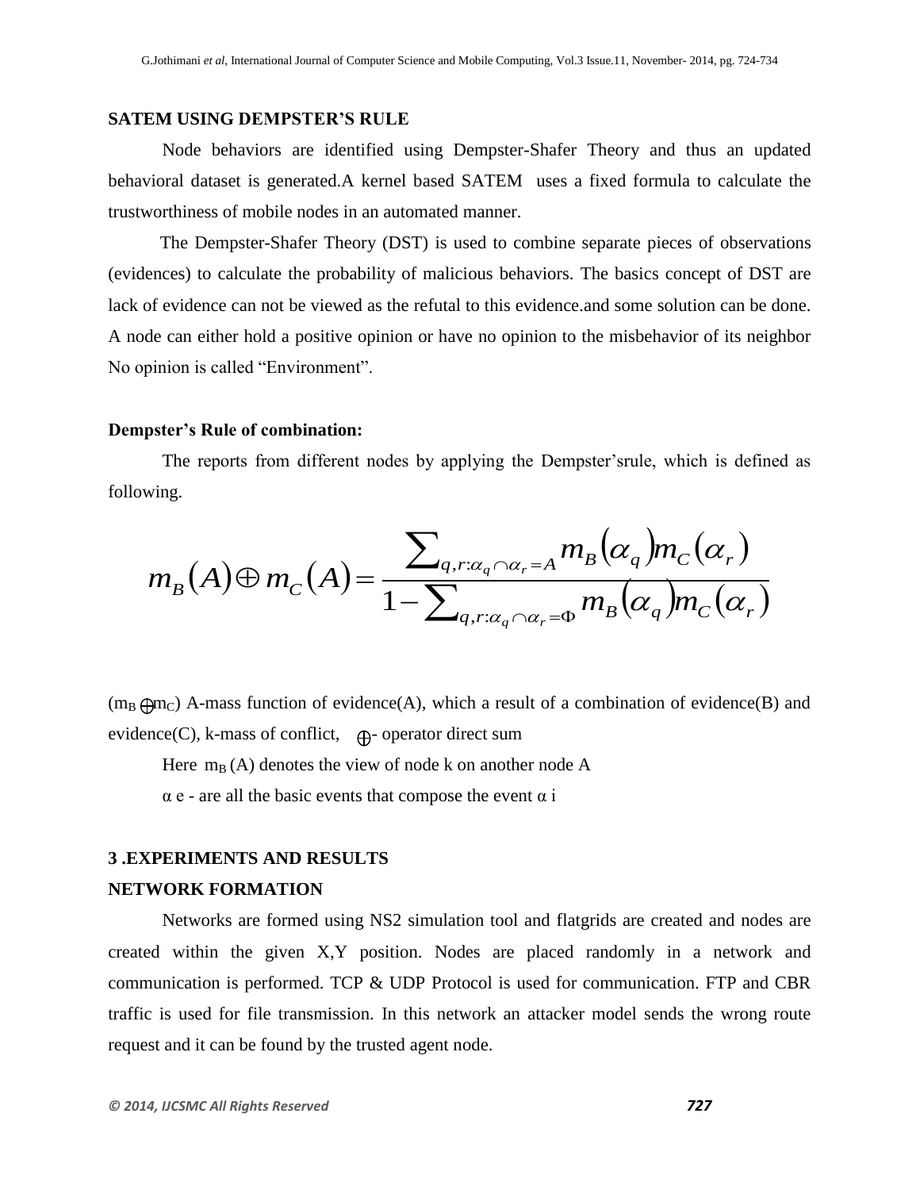**SATEM USING DEMPSTER'S RULE**

Node behaviors are identified using Dempster-Shafer Theory and thus an updated behavioral dataset is generated.A kernel based SATEM uses a fixed formula to calculate the trustworthiness of mobile nodes in an automated manner.

The Dempster-Shafer Theory (DST) is used to combine separate pieces of observations (evidences) to calculate the probability of malicious behaviors. The basics concept of DST are lack of evidence can not be viewed as the refutal to this evidence.and some solution can be done. A node can either hold a positive opinion or have no opinion to the misbehavior of its neighbor No opinion is called "Environment".

**Dempster's Rule of combination:**

The reports from different nodes by applying the Dempster'srule, which is defined as following.

$$m_B(A) \oplus m_C(A) = \frac{\sum_{q,r:\alpha_q \cap \alpha_r = A} m_B(\alpha_q) m_C(\alpha_r)}{1 - \sum_{q,r:\alpha_q \cap \alpha_r = \Phi} m_B(\alpha_q) m_C(\alpha_r)}$$

($m_B \oplus m_C$) A-mass function of evidence(A), which a result of a combination of evidence(B) and evidence(C), k-mass of conflict, $\oplus$- operator direct sum

Here $m_B$ (A) denotes the view of node k on another node A

α e - are all the basic events that compose the event α i

**3 .EXPERIMENTS AND RESULTS**

**NETWORK FORMATION**

Networks are formed using NS2 simulation tool and flatgrids are created and nodes are created within the given X,Y position. Nodes are placed randomly in a network and communication is performed. TCP & UDP Protocol is used for communication. FTP and CBR traffic is used for file transmission. In this network an attacker model sends the wrong route request and it can be found by the trusted agent node.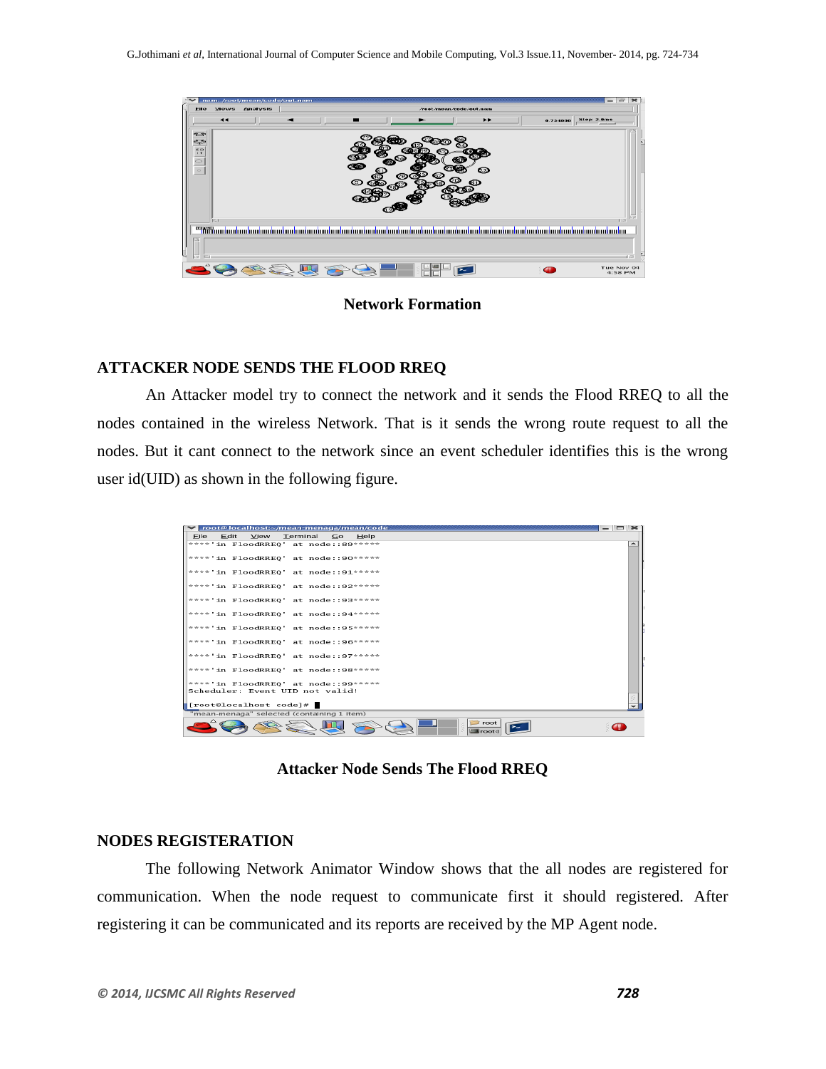Network Formation

## ATTACKER NODE SENDS THE FLOOD RREQ

An Attacker model try to connect the network and it sends the Flood RREQ to all the nodes contained in the wireless Network. That is it sends the wrong route request to all the nodes. But it cant connect to the network since an event scheduler identifies this is the wrong user id(UID) as shown in the following figure.

Attacker Node Sends The Flood RREQ

## NODES REGISTERATION

The following Network Animator Window shows that the all nodes are registered for communication. When the node request to communicate first it should registered. After registering it can be communicated and its reports are received by the MP Agent node.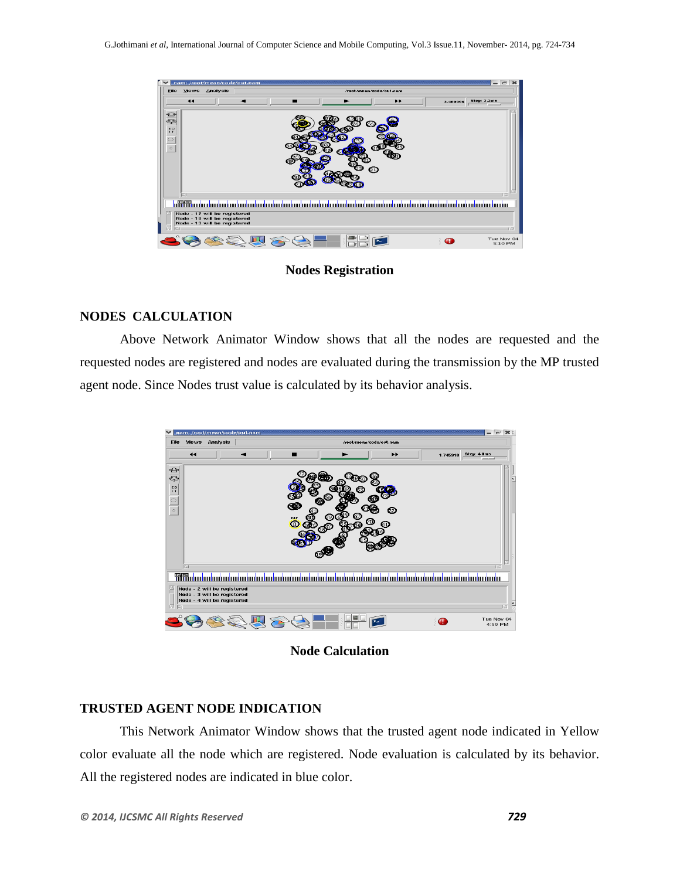Nodes Registration

## NODES CALCULATION

Above Network Animator Window shows that all the nodes are requested and the requested nodes are registered and nodes are evaluated during the transmission by the MP trusted agent node. Since Nodes trust value is calculated by its behavior analysis.

Node Calculation

## TRUSTED AGENT NODE INDICATION

This Network Animator Window shows that the trusted agent node indicated in Yellow color evaluate all the node which are registered. Node evaluation is calculated by its behavior. All the registered nodes are indicated in blue color.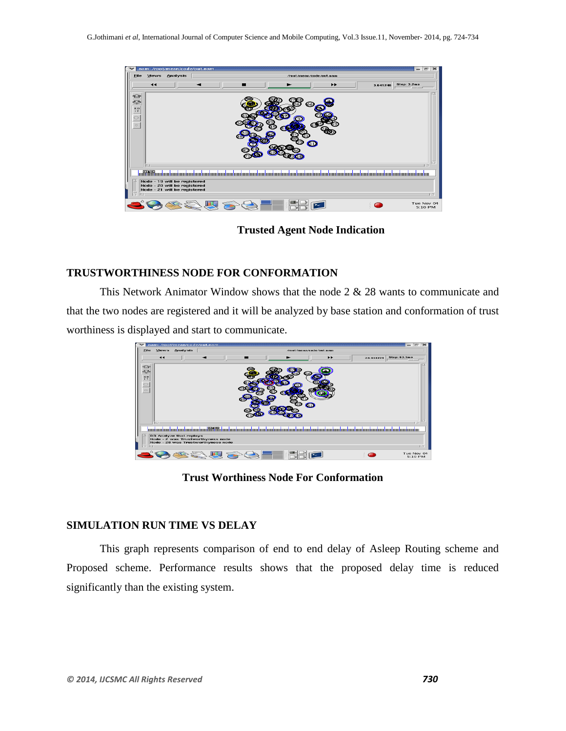**Trusted Agent Node Indication**

## TRUSTWORTHINESS NODE FOR CONFORMATION

This Network Animator Window shows that the node 2 & 28 wants to communicate and that the two nodes are registered and it will be analyzed by base station and conformation of trust worthiness is displayed and start to communicate.

**Trust Worthiness Node For Conformation**

## SIMULATION RUN TIME VS DELAY

This graph represents comparison of end to end delay of Asleep Routing scheme and Proposed scheme. Performance results shows that the proposed delay time is reduced significantly than the existing system.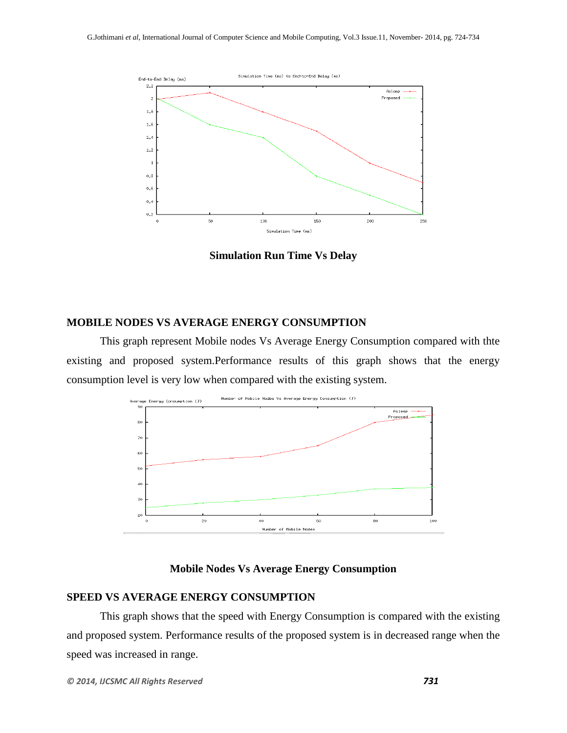**Simulation Run Time Vs Delay**

## MOBILE NODES VS AVERAGE ENERGY CONSUMPTION

This graph represent Mobile nodes Vs Average Energy Consumption compared with thte existing and proposed system.Performance results of this graph shows that the energy consumption level is very low when compared with the existing system.

**Mobile Nodes Vs Average Energy Consumption**

## SPEED VS AVERAGE ENERGY CONSUMPTION

This graph shows that the speed with Energy Consumption is compared with the existing and proposed system. Performance results of the proposed system is in decreased range when the speed was increased in range.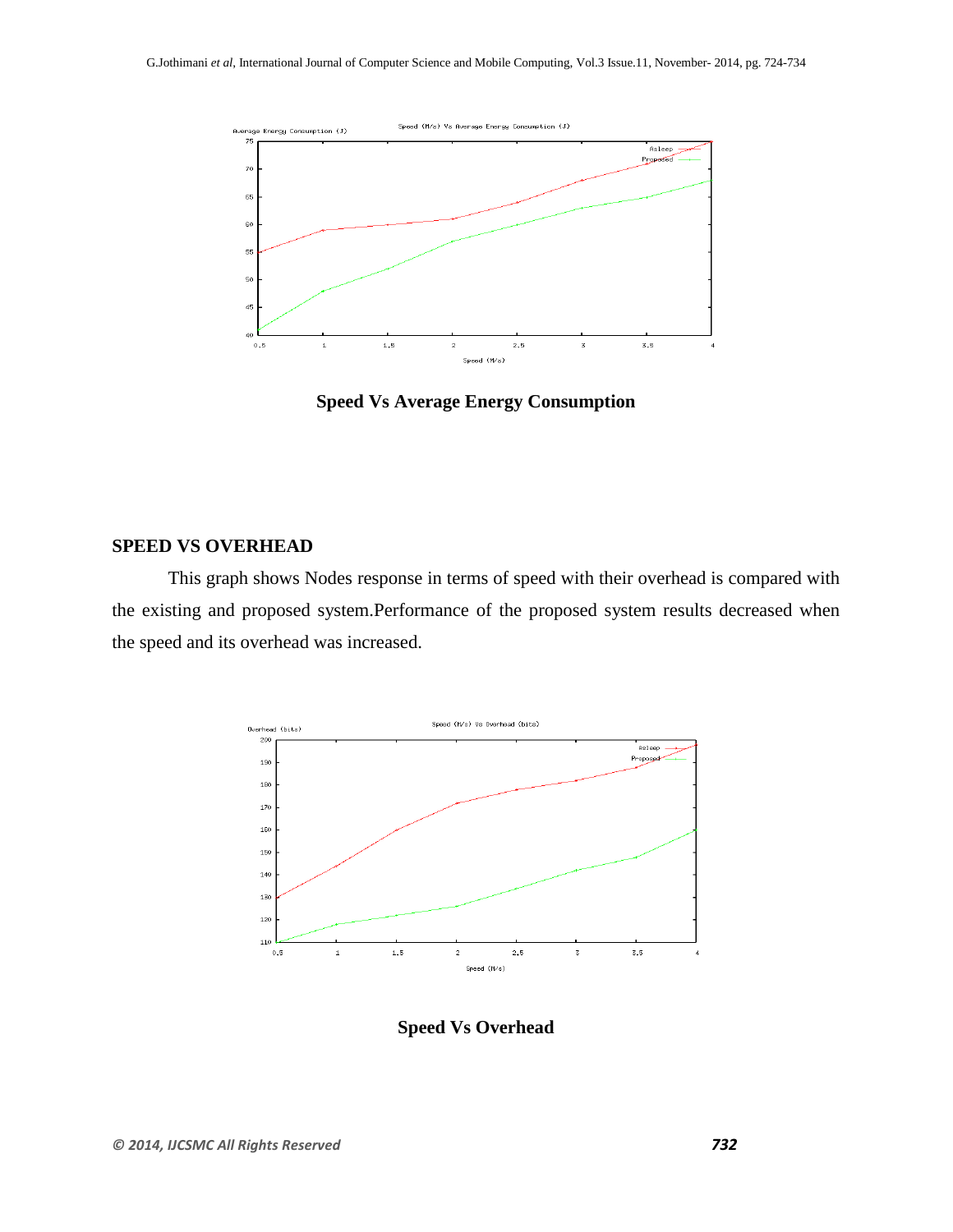**Speed Vs Average Energy Consumption**

## SPEED VS OVERHEAD

This graph shows Nodes response in terms of speed with their overhead is compared with the existing and proposed system.Performance of the proposed system results decreased when the speed and its overhead was increased.

**Speed Vs Overhead**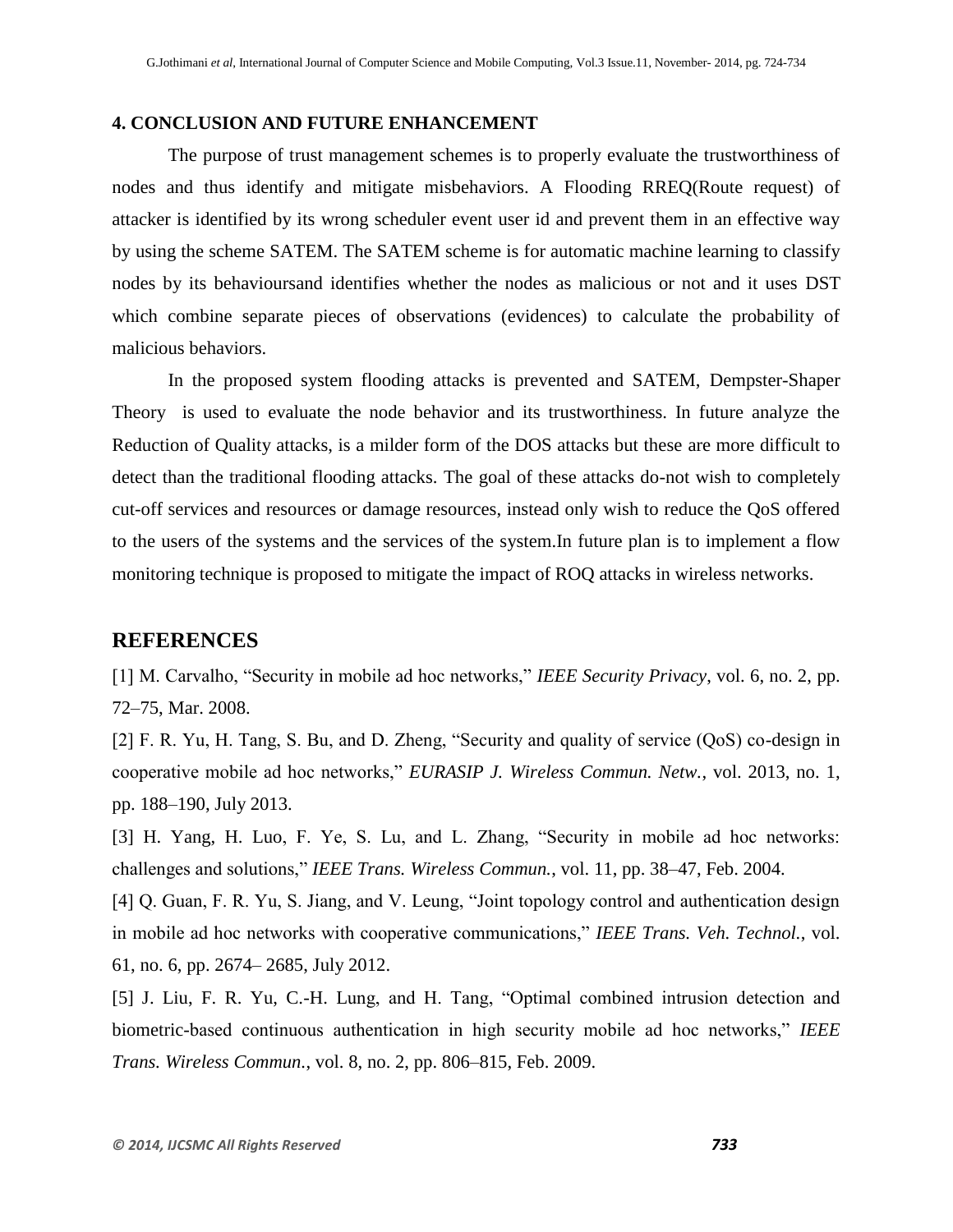## 4. CONCLUSION AND FUTURE ENHANCEMENT

The purpose of trust management schemes is to properly evaluate the trustworthiness of nodes and thus identify and mitigate misbehaviors. A Flooding RREQ(Route request) of attacker is identified by its wrong scheduler event user id and prevent them in an effective way by using the scheme SATEM. The SATEM scheme is for automatic machine learning to classify nodes by its behavioursand identifies whether the nodes as malicious or not and it uses DST which combine separate pieces of observations (evidences) to calculate the probability of malicious behaviors.

In the proposed system flooding attacks is prevented and SATEM, Dempster-Shaper Theory is used to evaluate the node behavior and its trustworthiness. In future analyze the Reduction of Quality attacks, is a milder form of the DOS attacks but these are more difficult to detect than the traditional flooding attacks. The goal of these attacks do-not wish to completely cut-off services and resources or damage resources, instead only wish to reduce the QoS offered to the users of the systems and the services of the system.In future plan is to implement a flow monitoring technique is proposed to mitigate the impact of ROQ attacks in wireless networks.

## REFERENCES

[1] M. Carvalho, "Security in mobile ad hoc networks," *IEEE Security Privacy*, vol. 6, no. 2, pp. 72–75, Mar. 2008.

[2] F. R. Yu, H. Tang, S. Bu, and D. Zheng, "Security and quality of service (QoS) co-design in cooperative mobile ad hoc networks," *EURASIP J. Wireless Commun. Netw.*, vol. 2013, no. 1, pp. 188–190, July 2013.

[3] H. Yang, H. Luo, F. Ye, S. Lu, and L. Zhang, "Security in mobile ad hoc networks: challenges and solutions," *IEEE Trans. Wireless Commun.*, vol. 11, pp. 38–47, Feb. 2004.

[4] Q. Guan, F. R. Yu, S. Jiang, and V. Leung, "Joint topology control and authentication design in mobile ad hoc networks with cooperative communications," *IEEE Trans. Veh. Technol.*, vol. 61, no. 6, pp. 2674– 2685, July 2012.

[5] J. Liu, F. R. Yu, C.-H. Lung, and H. Tang, "Optimal combined intrusion detection and biometric-based continuous authentication in high security mobile ad hoc networks," *IEEE Trans. Wireless Commun.*, vol. 8, no. 2, pp. 806–815, Feb. 2009.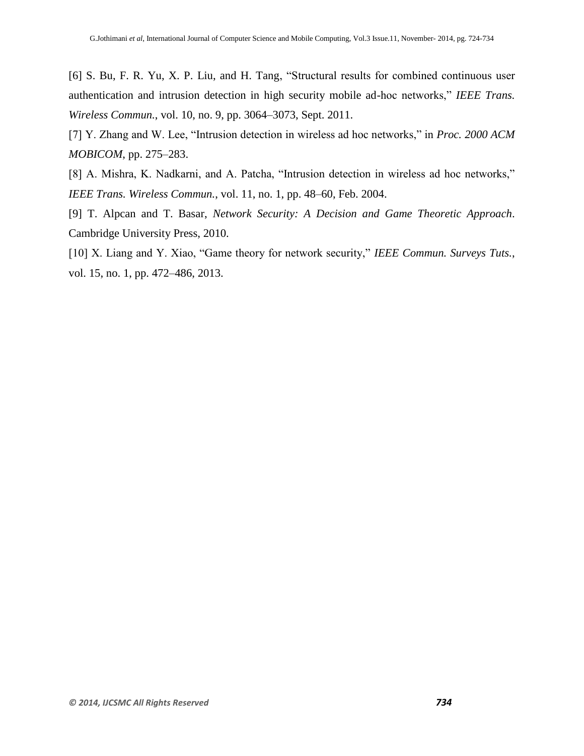[6] S. Bu, F. R. Yu, X. P. Liu, and H. Tang, "Structural results for combined continuous user authentication and intrusion detection in high security mobile ad-hoc networks," *IEEE Trans. Wireless Commun.*, vol. 10, no. 9, pp. 3064–3073, Sept. 2011.

[7] Y. Zhang and W. Lee, "Intrusion detection in wireless ad hoc networks," in *Proc. 2000 ACM MOBICOM*, pp. 275–283.

[8] A. Mishra, K. Nadkarni, and A. Patcha, "Intrusion detection in wireless ad hoc networks," *IEEE Trans. Wireless Commun.*, vol. 11, no. 1, pp. 48–60, Feb. 2004.

[9] T. Alpcan and T. Basar, *Network Security: A Decision and Game Theoretic Approach*. Cambridge University Press, 2010.

[10] X. Liang and Y. Xiao, "Game theory for network security," *IEEE Commun. Surveys Tuts.*, vol. 15, no. 1, pp. 472–486, 2013.